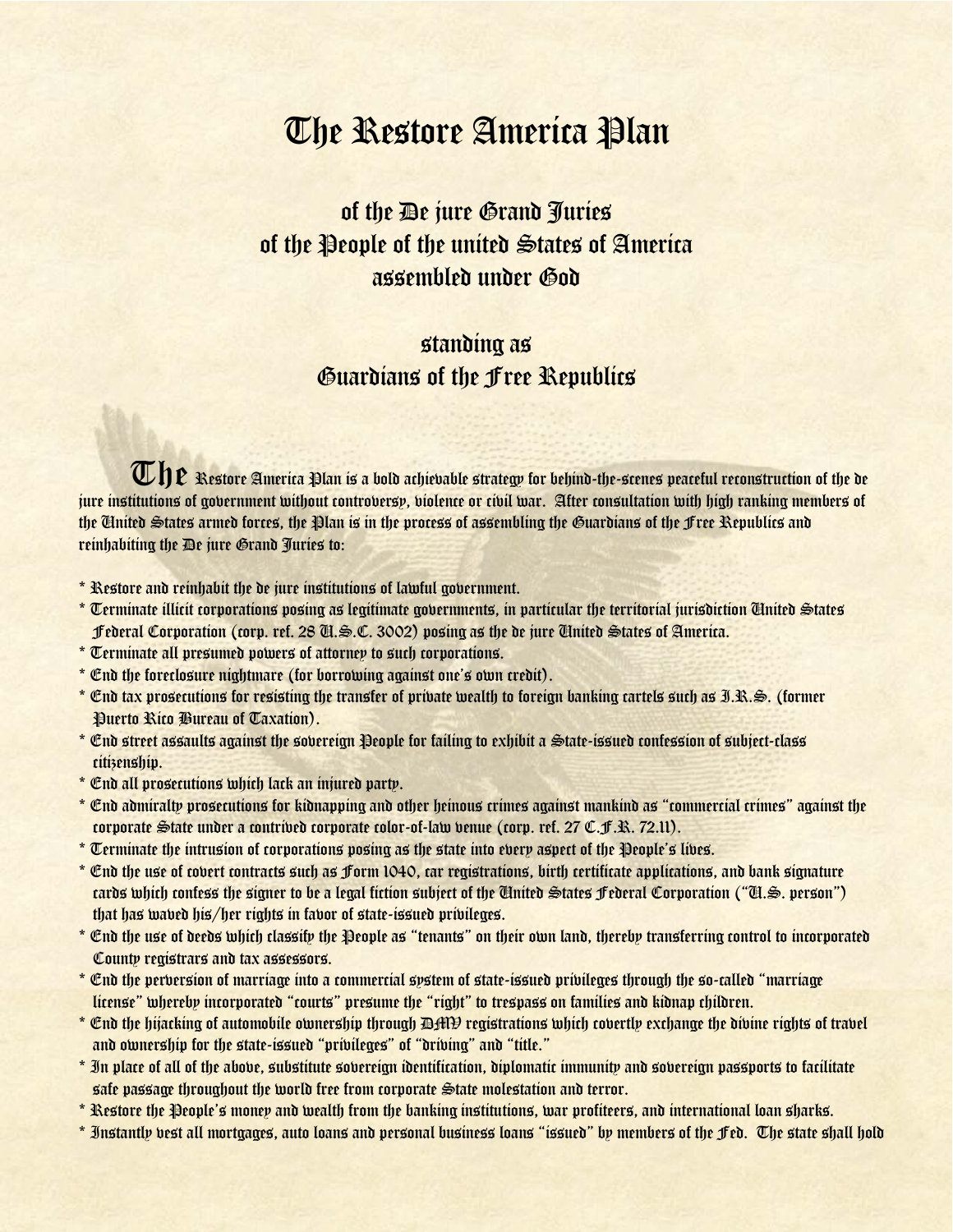# The Restore America Plan

## of the De jure Grand Juries
## of the People of the united States of America
## assembled under God

## standing as
## Guardians of the Free Republics

**The** Restore America Plan is a bold achievable strategy for behind-the-scenes peaceful reconstruction of the de jure institutions of government without controversy, violence or civil war. After consultation with high ranking members of the United States armed forces, the Plan is in the process of assembling the Guardians of the Free Republics and reinhabiting the De jure Grand Juries to:

* Restore and reinhabit the de jure institutions of lawful government.
* Terminate illicit corporations posing as legitimate governments, in particular the territorial jurisdiction United States Federal Corporation (corp. ref. 28 U.S.C. 3002) posing as the de jure United States of America.
* Terminate all presumed powers of attorney to such corporations.
* End the foreclosure nightmare (for borrowing against one's own credit).
* End tax prosecutions for resisting the transfer of private wealth to foreign banking cartels such as I.R.S. (former Puerto Rico Bureau of Taxation).
* End street assaults against the sovereign People for failing to exhibit a State-issued confession of subject-class citizenship.
* End all prosecutions which lack an injured party.
* End admiralty prosecutions for kidnapping and other heinous crimes against mankind as "commercial crimes" against the corporate State under a contrived corporate color-of-law venue (corp. ref. 27 C.F.R. 72.11).
* Terminate the intrusion of corporations posing as the state into every aspect of the People's lives.
* End the use of covert contracts such as Form 1040, car registrations, birth certificate applications, and bank signature cards which confess the signer to be a legal fiction subject of the United States Federal Corporation ("U.S. person") that has waved his/her rights in favor of state-issued privileges.
* End the use of deeds which classify the People as "tenants" on their own land, thereby transferring control to incorporated County registrars and tax assessors.
* End the perversion of marriage into a commercial system of state-issued privileges through the so-called "marriage license" whereby incorporated "courts" presume the "right" to trespass on families and kidnap children.
* End the hijacking of automobile ownership through DMV registrations which covertly exchange the divine rights of travel and ownership for the state-issued "privileges" of "driving" and "title."
* In place of all of the above, substitute sovereign identification, diplomatic immunity and sovereign passports to facilitate safe passage throughout the world free from corporate State molestation and terror.
* Restore the People's money and wealth from the banking institutions, war profiteers, and international loan sharks.
* Instantly vest all mortgages, auto loans and personal business loans "issued" by members of the Fed. The state shall hold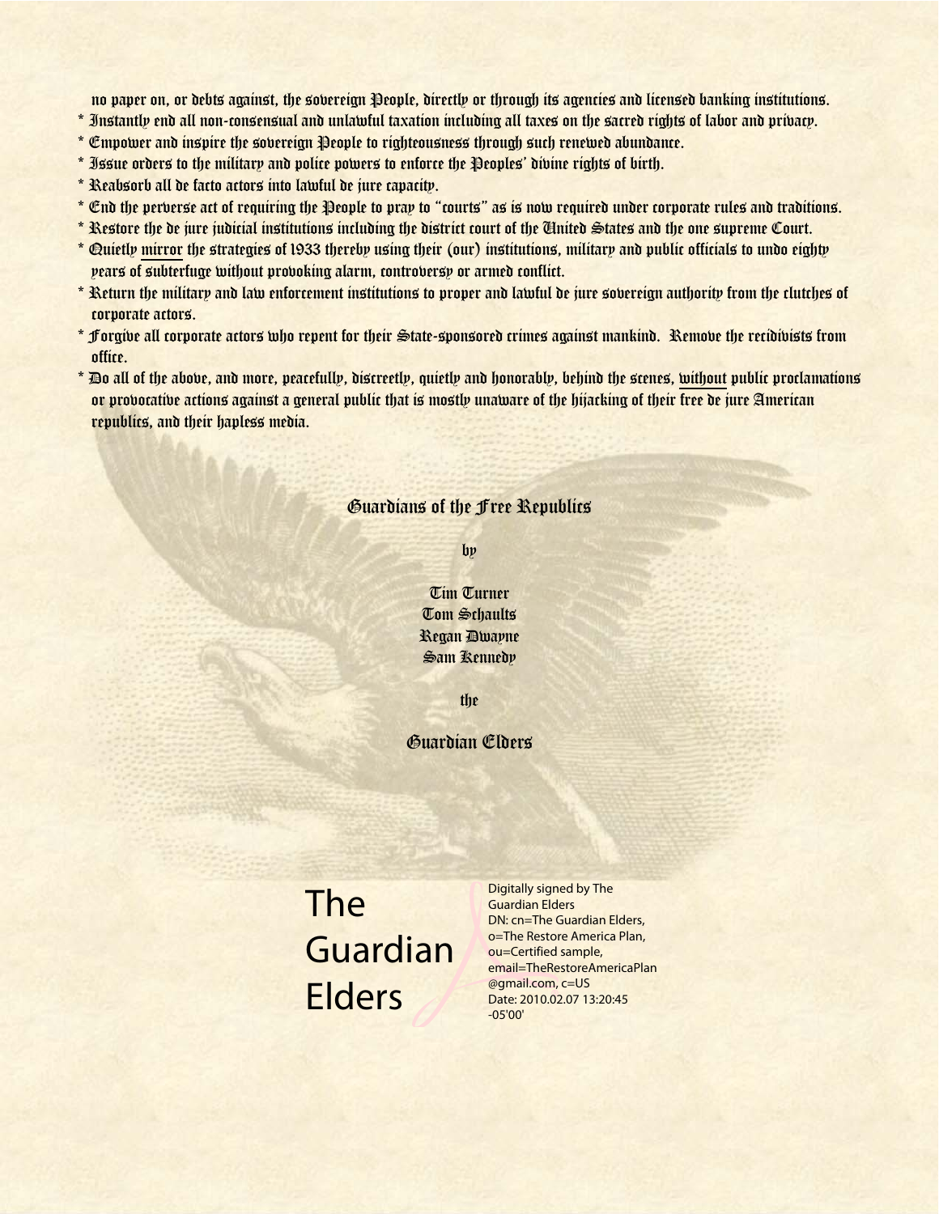no paper on, or debts against, the sovereign People, directly or through its agencies and licensed banking institutions.

* Instantly end all non-consensual and unlawful taxation including all taxes on the sacred rights of labor and privacy.
* Empower and inspire the sovereign People to righteousness through such renewed abundance.
* Issue orders to the military and police powers to enforce the Peoples' divine rights of birth.
* Reabsorb all de facto actors into lawful de jure capacity.
* End the perverse act of requiring the People to pray to "courts" as is now required under corporate rules and traditions.
* Restore the de jure judicial institutions including the district court of the United States and the one supreme Court.
* Quietly <u>mirror</u> the strategies of 1933 thereby using their (our) institutions, military and public officials to undo eighty years of subterfuge without provoking alarm, controversy or armed conflict.
* Return the military and law enforcement institutions to proper and lawful de jure sovereign authority from the clutches of corporate actors.
* Forgive all corporate actors who repent for their State-sponsored crimes against mankind. Remove the recidivists from office.
* Do all of the above, and more, peacefully, discreetly, quietly and honorably, behind the scenes, <u>without</u> public proclamations or provocative actions against a general public that is mostly unaware of the hijacking of their free de jure American republics, and their hapless media.

Guardians of the Free Republics

by

Tim Turner
Tom Schaults
Regan Dwayne
Sam Kennedy

the

Guardian Elders

The Guardian Elders

Digitally signed by The Guardian Elders
DN: cn=The Guardian Elders, o=The Restore America Plan, ou=Certified sample, email=TheRestoreAmericaPlan@gmail.com, c=US
Date: 2010.02.07 13:20:45 -05'00'